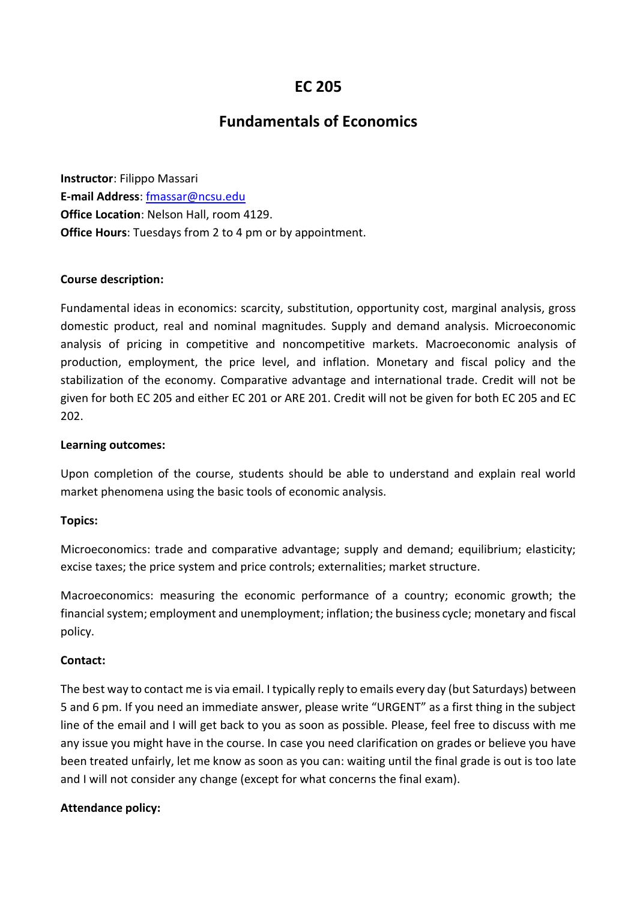# EC 205

## Fundamentals of Economics

**Instructor**: Filippo Massari
**E-mail Address**: fmassar@ncsu.edu
**Office Location**: Nelson Hall, room 4129.
**Office Hours**: Tuesdays from 2 to 4 pm or by appointment.

**Course description:**

Fundamental ideas in economics: scarcity, substitution, opportunity cost, marginal analysis, gross domestic product, real and nominal magnitudes. Supply and demand analysis. Microeconomic analysis of pricing in competitive and noncompetitive markets. Macroeconomic analysis of production, employment, the price level, and inflation. Monetary and fiscal policy and the stabilization of the economy. Comparative advantage and international trade. Credit will not be given for both EC 205 and either EC 201 or ARE 201. Credit will not be given for both EC 205 and EC 202.

**Learning outcomes:**

Upon completion of the course, students should be able to understand and explain real world market phenomena using the basic tools of economic analysis.

**Topics:**

Microeconomics: trade and comparative advantage; supply and demand; equilibrium; elasticity; excise taxes; the price system and price controls; externalities; market structure.

Macroeconomics: measuring the economic performance of a country; economic growth; the financial system; employment and unemployment; inflation; the business cycle; monetary and fiscal policy.

**Contact:**

The best way to contact me is via email. I typically reply to emails every day (but Saturdays) between 5 and 6 pm. If you need an immediate answer, please write "URGENT" as a first thing in the subject line of the email and I will get back to you as soon as possible. Please, feel free to discuss with me any issue you might have in the course. In case you need clarification on grades or believe you have been treated unfairly, let me know as soon as you can: waiting until the final grade is out is too late and I will not consider any change (except for what concerns the final exam).

**Attendance policy:**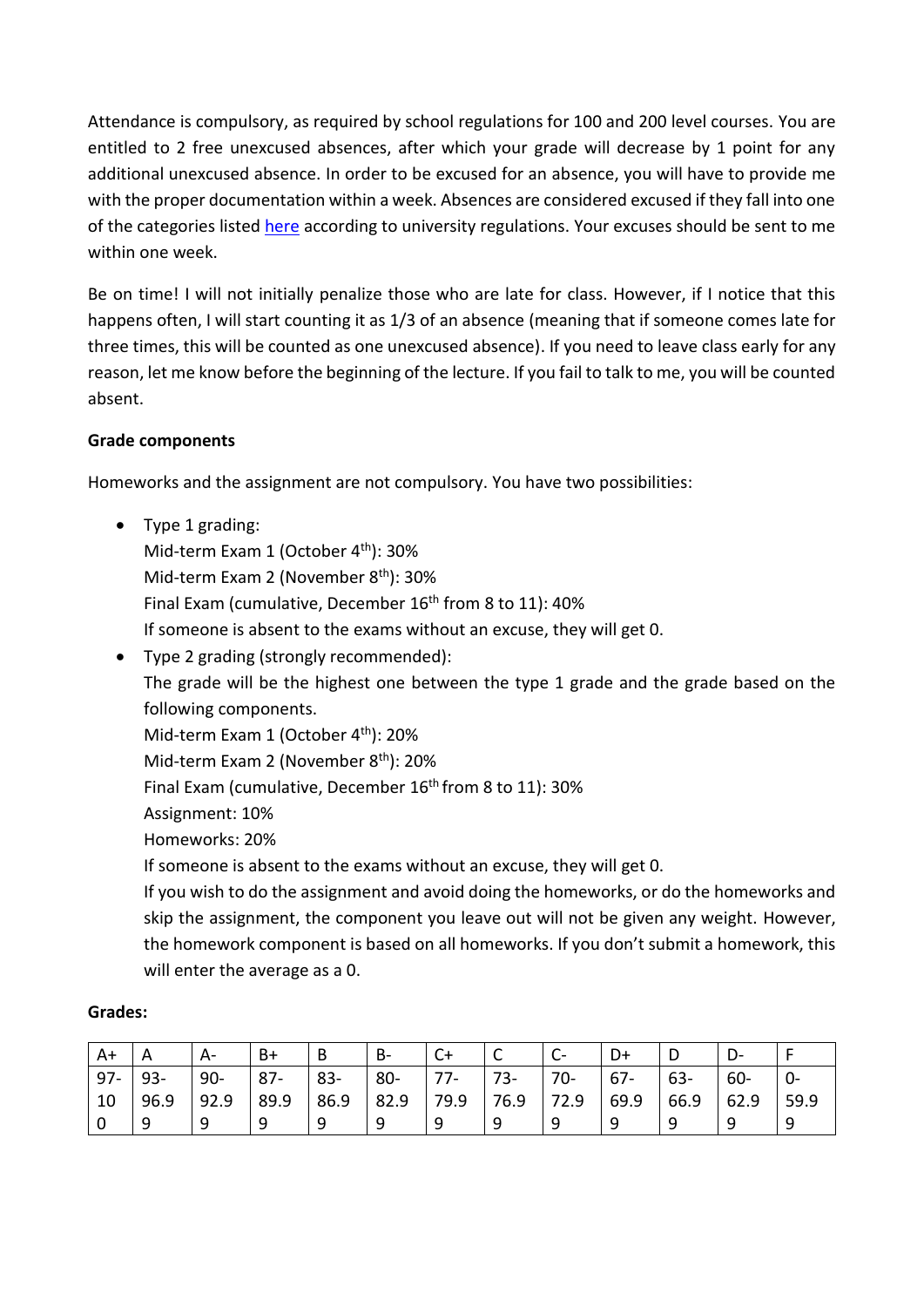Attendance is compulsory, as required by school regulations for 100 and 200 level courses. You are entitled to 2 free unexcused absences, after which your grade will decrease by 1 point for any additional unexcused absence. In order to be excused for an absence, you will have to provide me with the proper documentation within a week. Absences are considered excused if they fall into one of the categories listed [here](#) according to university regulations. Your excuses should be sent to me within one week.

Be on time! I will not initially penalize those who are late for class. However, if I notice that this happens often, I will start counting it as 1/3 of an absence (meaning that if someone comes late for three times, this will be counted as one unexcused absence). If you need to leave class early for any reason, let me know before the beginning of the lecture. If you fail to talk to me, you will be counted absent.

**Grade components**

Homeworks and the assignment are not compulsory. You have two possibilities:

- Type 1 grading:
  Mid-term Exam 1 (October 4th): 30%
  Mid-term Exam 2 (November 8th): 30%
  Final Exam (cumulative, December 16th from 8 to 11): 40%
  If someone is absent to the exams without an excuse, they will get 0.
- Type 2 grading (strongly recommended):
  The grade will be the highest one between the type 1 grade and the grade based on the following components.
  Mid-term Exam 1 (October 4th): 20%
  Mid-term Exam 2 (November 8th): 20%
  Final Exam (cumulative, December 16th from 8 to 11): 30%
  Assignment: 10%
  Homeworks: 20%
  If someone is absent to the exams without an excuse, they will get 0.
  If you wish to do the assignment and avoid doing the homeworks, or do the homeworks and skip the assignment, the component you leave out will not be given any weight. However, the homework component is based on all homeworks. If you don't submit a homework, this will enter the average as a 0.

**Grades:**

| A+ | A | A- | B+ | B | B- | C+ | C | C- | D+ | D | D- | F |
|---|---|---|---|---|---|---|---|---|---|---|---|---|
| 97-100 | 93-96.99 | 90-92.99 | 87-89.99 | 83-86.99 | 80-82.99 | 77-79.99 | 73-76.99 | 70-72.99 | 67-69.99 | 63-66.99 | 60-62.99 | 0-59.99 |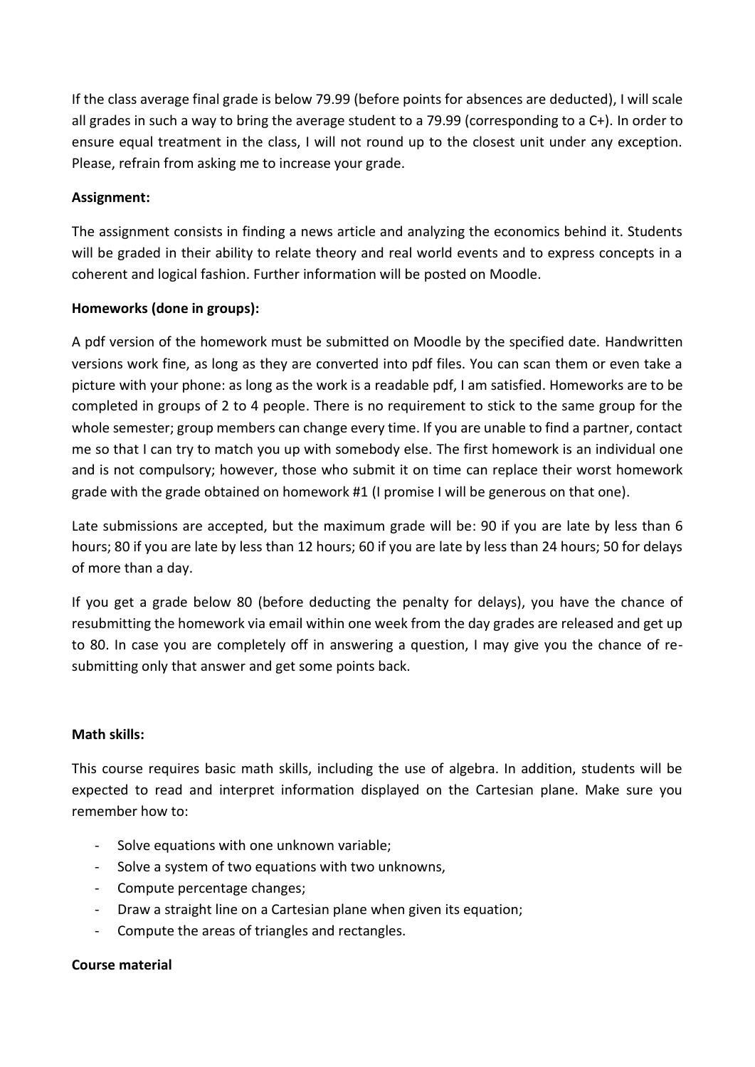If the class average final grade is below 79.99 (before points for absences are deducted), I will scale all grades in such a way to bring the average student to a 79.99 (corresponding to a C+). In order to ensure equal treatment in the class, I will not round up to the closest unit under any exception. Please, refrain from asking me to increase your grade.

**Assignment:**

The assignment consists in finding a news article and analyzing the economics behind it. Students will be graded in their ability to relate theory and real world events and to express concepts in a coherent and logical fashion. Further information will be posted on Moodle.

**Homeworks (done in groups):**

A pdf version of the homework must be submitted on Moodle by the specified date. Handwritten versions work fine, as long as they are converted into pdf files. You can scan them or even take a picture with your phone: as long as the work is a readable pdf, I am satisfied. Homeworks are to be completed in groups of 2 to 4 people. There is no requirement to stick to the same group for the whole semester; group members can change every time. If you are unable to find a partner, contact me so that I can try to match you up with somebody else. The first homework is an individual one and is not compulsory; however, those who submit it on time can replace their worst homework grade with the grade obtained on homework #1 (I promise I will be generous on that one).

Late submissions are accepted, but the maximum grade will be: 90 if you are late by less than 6 hours; 80 if you are late by less than 12 hours; 60 if you are late by less than 24 hours; 50 for delays of more than a day.

If you get a grade below 80 (before deducting the penalty for delays), you have the chance of resubmitting the homework via email within one week from the day grades are released and get up to 80. In case you are completely off in answering a question, I may give you the chance of re-submitting only that answer and get some points back.

**Math skills:**

This course requires basic math skills, including the use of algebra. In addition, students will be expected to read and interpret information displayed on the Cartesian plane. Make sure you remember how to:

- Solve equations with one unknown variable;
- Solve a system of two equations with two unknowns,
- Compute percentage changes;
- Draw a straight line on a Cartesian plane when given its equation;
- Compute the areas of triangles and rectangles.

**Course material**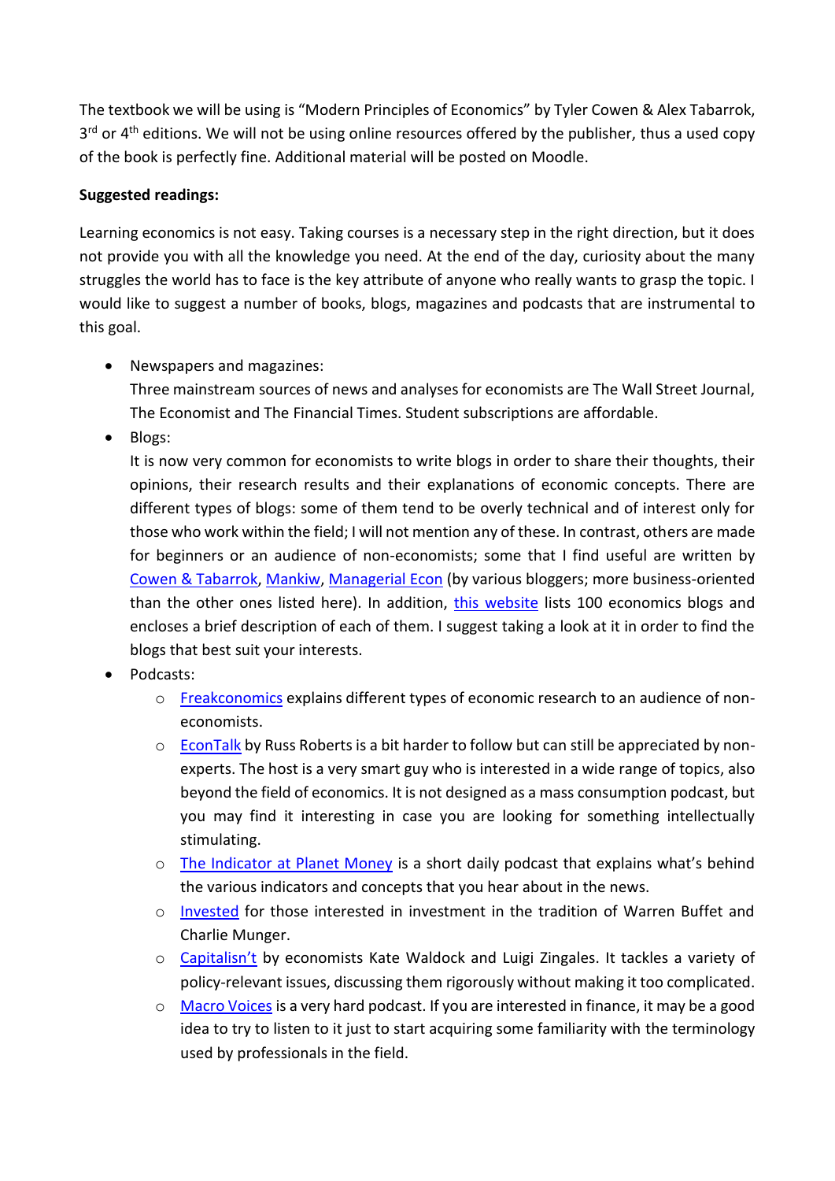The textbook we will be using is "Modern Principles of Economics" by Tyler Cowen & Alex Tabarrok, 3rd or 4th editions. We will not be using online resources offered by the publisher, thus a used copy of the book is perfectly fine. Additional material will be posted on Moodle.

**Suggested readings:**

Learning economics is not easy. Taking courses is a necessary step in the right direction, but it does not provide you with all the knowledge you need. At the end of the day, curiosity about the many struggles the world has to face is the key attribute of anyone who really wants to grasp the topic. I would like to suggest a number of books, blogs, magazines and podcasts that are instrumental to this goal.

- Newspapers and magazines:
  Three mainstream sources of news and analyses for economists are The Wall Street Journal, The Economist and The Financial Times. Student subscriptions are affordable.
- Blogs:
  It is now very common for economists to write blogs in order to share their thoughts, their opinions, their research results and their explanations of economic concepts. There are different types of blogs: some of them tend to be overly technical and of interest only for those who work within the field; I will not mention any of these. In contrast, others are made for beginners or an audience of non-economists; some that I find useful are written by Cowen & Tabarrok, Mankiw, Managerial Econ (by various bloggers; more business-oriented than the other ones listed here). In addition, this website lists 100 economics blogs and encloses a brief description of each of them. I suggest taking a look at it in order to find the blogs that best suit your interests.
- Podcasts:
  - Freakconomics explains different types of economic research to an audience of non-economists.
  - EconTalk by Russ Roberts is a bit harder to follow but can still be appreciated by non-experts. The host is a very smart guy who is interested in a wide range of topics, also beyond the field of economics. It is not designed as a mass consumption podcast, but you may find it interesting in case you are looking for something intellectually stimulating.
  - The Indicator at Planet Money is a short daily podcast that explains what's behind the various indicators and concepts that you hear about in the news.
  - Invested for those interested in investment in the tradition of Warren Buffet and Charlie Munger.
  - Capitalisn't by economists Kate Waldock and Luigi Zingales. It tackles a variety of policy-relevant issues, discussing them rigorously without making it too complicated.
  - Macro Voices is a very hard podcast. If you are interested in finance, it may be a good idea to try to listen to it just to start acquiring some familiarity with the terminology used by professionals in the field.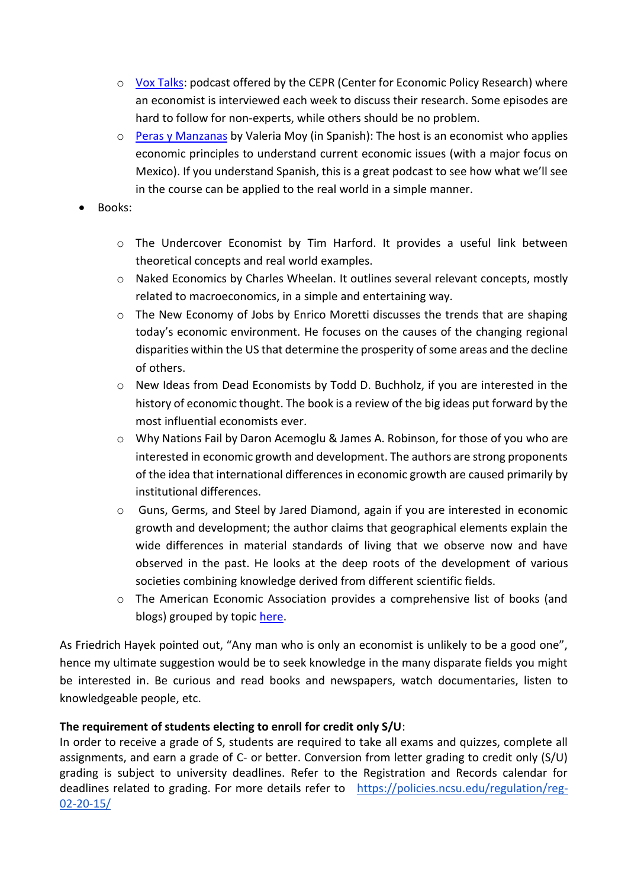- [Vox Talks](): podcast offered by the CEPR (Center for Economic Policy Research) where an economist is interviewed each week to discuss their research. Some episodes are hard to follow for non-experts, while others should be no problem.
  - [Peras y Manzanas]() by Valeria Moy (in Spanish): The host is an economist who applies economic principles to understand current economic issues (with a major focus on Mexico). If you understand Spanish, this is a great podcast to see how what we'll see in the course can be applied to the real world in a simple manner.

- Books:
  - The Undercover Economist by Tim Harford. It provides a useful link between theoretical concepts and real world examples.
  - Naked Economics by Charles Wheelan. It outlines several relevant concepts, mostly related to macroeconomics, in a simple and entertaining way.
  - The New Economy of Jobs by Enrico Moretti discusses the trends that are shaping today's economic environment. He focuses on the causes of the changing regional disparities within the US that determine the prosperity of some areas and the decline of others.
  - New Ideas from Dead Economists by Todd D. Buchholz, if you are interested in the history of economic thought. The book is a review of the big ideas put forward by the most influential economists ever.
  - Why Nations Fail by Daron Acemoglu & James A. Robinson, for those of you who are interested in economic growth and development. The authors are strong proponents of the idea that international differences in economic growth are caused primarily by institutional differences.
  - Guns, Germs, and Steel by Jared Diamond, again if you are interested in economic growth and development; the author claims that geographical elements explain the wide differences in material standards of living that we observe now and have observed in the past. He looks at the deep roots of the development of various societies combining knowledge derived from different scientific fields.
  - The American Economic Association provides a comprehensive list of books (and blogs) grouped by topic [here]().

As Friedrich Hayek pointed out, "Any man who is only an economist is unlikely to be a good one", hence my ultimate suggestion would be to seek knowledge in the many disparate fields you might be interested in. Be curious and read books and newspapers, watch documentaries, listen to knowledgeable people, etc.

**The requirement of students electing to enroll for credit only S/U**:
In order to receive a grade of S, students are required to take all exams and quizzes, complete all assignments, and earn a grade of C- or better. Conversion from letter grading to credit only (S/U) grading is subject to university deadlines. Refer to the Registration and Records calendar for deadlines related to grading. For more details refer to https://policies.ncsu.edu/regulation/reg-02-20-15/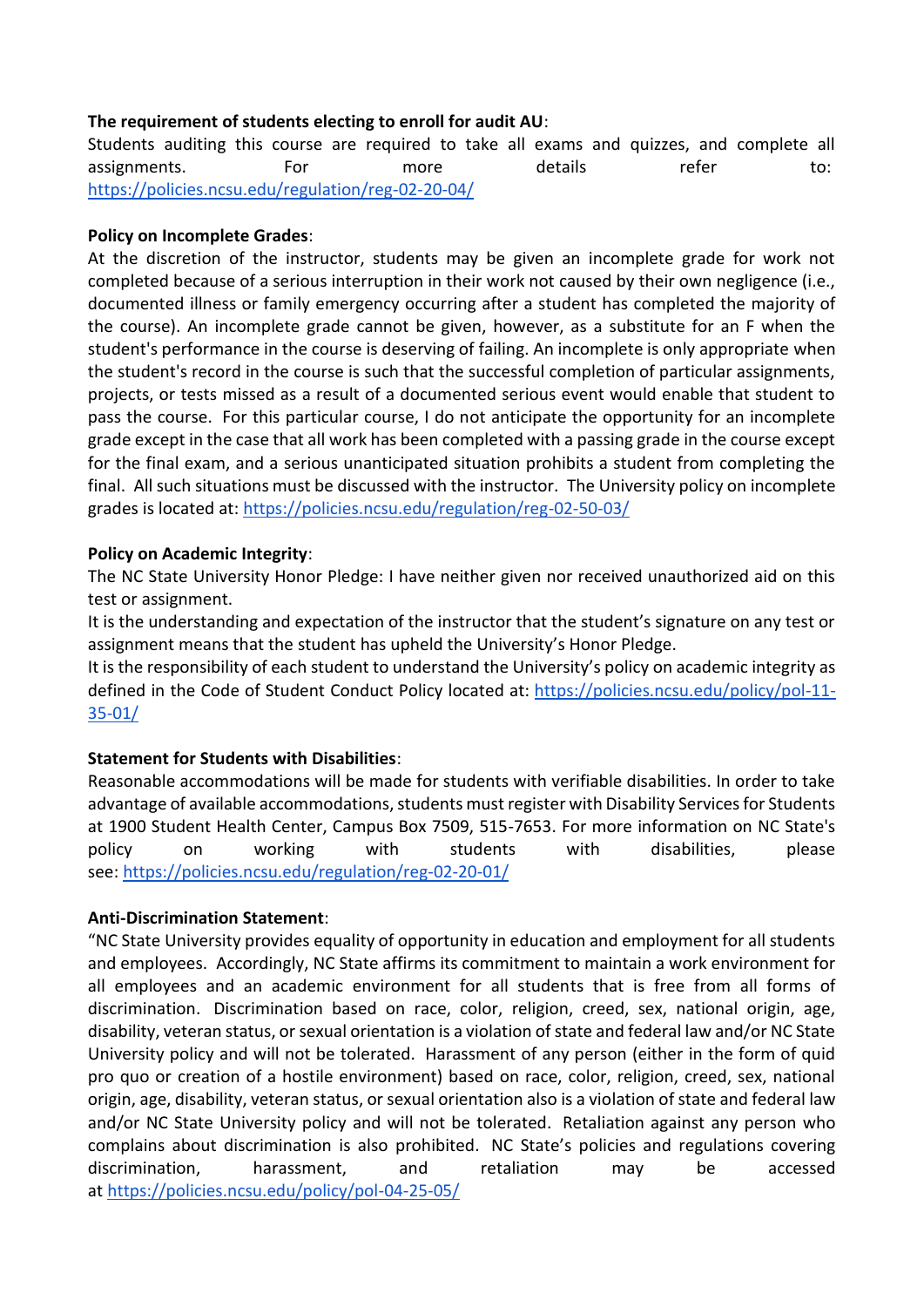**The requirement of students electing to enroll for audit AU**:

Students auditing this course are required to take all exams and quizzes, and complete all assignments. For more details refer to: https://policies.ncsu.edu/regulation/reg-02-20-04/

**Policy on Incomplete Grades**:

At the discretion of the instructor, students may be given an incomplete grade for work not completed because of a serious interruption in their work not caused by their own negligence (i.e., documented illness or family emergency occurring after a student has completed the majority of the course). An incomplete grade cannot be given, however, as a substitute for an F when the student's performance in the course is deserving of failing. An incomplete is only appropriate when the student's record in the course is such that the successful completion of particular assignments, projects, or tests missed as a result of a documented serious event would enable that student to pass the course. For this particular course, I do not anticipate the opportunity for an incomplete grade except in the case that all work has been completed with a passing grade in the course except for the final exam, and a serious unanticipated situation prohibits a student from completing the final. All such situations must be discussed with the instructor. The University policy on incomplete grades is located at: https://policies.ncsu.edu/regulation/reg-02-50-03/

**Policy on Academic Integrity**:

The NC State University Honor Pledge: I have neither given nor received unauthorized aid on this test or assignment.

It is the understanding and expectation of the instructor that the student's signature on any test or assignment means that the student has upheld the University's Honor Pledge.

It is the responsibility of each student to understand the University's policy on academic integrity as defined in the Code of Student Conduct Policy located at: https://policies.ncsu.edu/policy/pol-11-35-01/

**Statement for Students with Disabilities**:

Reasonable accommodations will be made for students with verifiable disabilities. In order to take advantage of available accommodations, students must register with Disability Services for Students at 1900 Student Health Center, Campus Box 7509, 515-7653. For more information on NC State's policy on working with students with disabilities, please see: https://policies.ncsu.edu/regulation/reg-02-20-01/

**Anti-Discrimination Statement**:

"NC State University provides equality of opportunity in education and employment for all students and employees. Accordingly, NC State affirms its commitment to maintain a work environment for all employees and an academic environment for all students that is free from all forms of discrimination. Discrimination based on race, color, religion, creed, sex, national origin, age, disability, veteran status, or sexual orientation is a violation of state and federal law and/or NC State University policy and will not be tolerated. Harassment of any person (either in the form of quid pro quo or creation of a hostile environment) based on race, color, religion, creed, sex, national origin, age, disability, veteran status, or sexual orientation also is a violation of state and federal law and/or NC State University policy and will not be tolerated. Retaliation against any person who complains about discrimination is also prohibited. NC State's policies and regulations covering discrimination, harassment, and retaliation may be accessed at https://policies.ncsu.edu/policy/pol-04-25-05/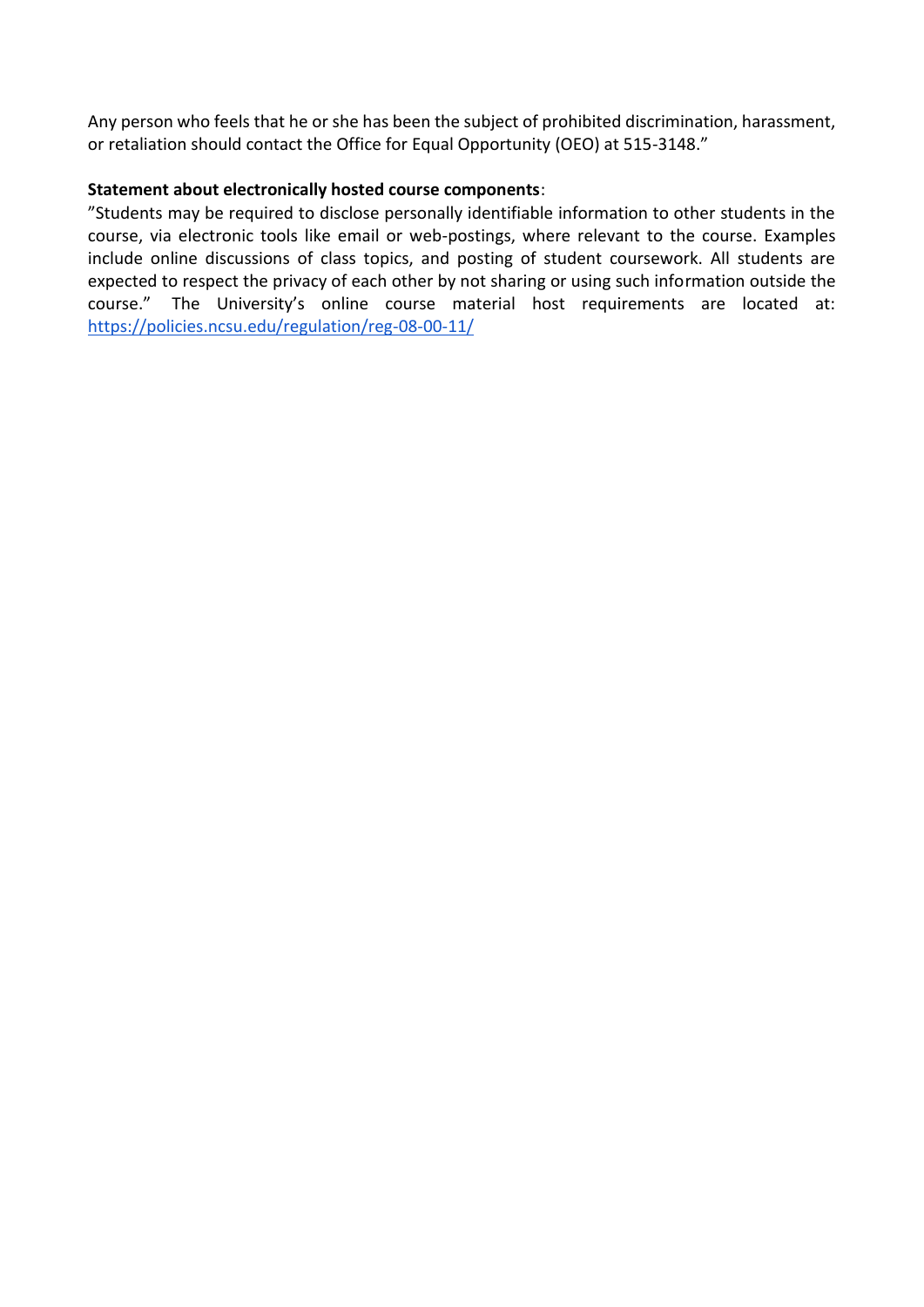Any person who feels that he or she has been the subject of prohibited discrimination, harassment, or retaliation should contact the Office for Equal Opportunity (OEO) at 515-3148."

**Statement about electronically hosted course components**:

"Students may be required to disclose personally identifiable information to other students in the course, via electronic tools like email or web-postings, where relevant to the course. Examples include online discussions of class topics, and posting of student coursework. All students are expected to respect the privacy of each other by not sharing or using such information outside the course." The University's online course material host requirements are located at: https://policies.ncsu.edu/regulation/reg-08-00-11/